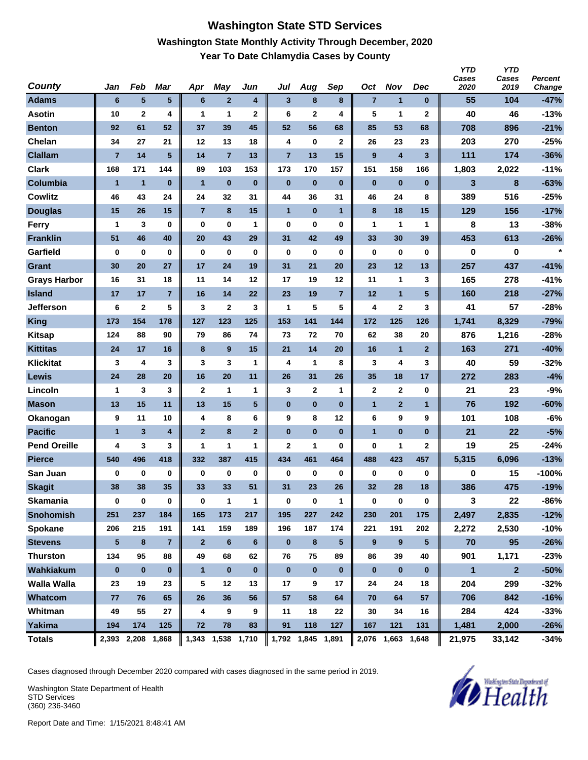# Washington State STD Services

## Washington State Monthly Activity Through December, 2020

### Year To Date Chlamydia Cases by County

| County | Jan | Feb | Mar | Apr | May | Jun | Jul | Aug | Sep | Oct | Nov | Dec | YTD Cases 2020 | YTD Cases 2019 | Percent Change |
|---|---|---|---|---|---|---|---|---|---|---|---|---|---|---|---|
| Adams | 6 | 5 | 5 | 6 | 2 | 4 | 3 | 8 | 8 | 7 | 1 | 0 | 55 | 104 | -47% |
| Asotin | 10 | 2 | 4 | 1 | 1 | 2 | 6 | 2 | 4 | 5 | 1 | 2 | 40 | 46 | -13% |
| Benton | 92 | 61 | 52 | 37 | 39 | 45 | 52 | 56 | 68 | 85 | 53 | 68 | 708 | 896 | -21% |
| Chelan | 34 | 27 | 21 | 12 | 13 | 18 | 4 | 0 | 2 | 26 | 23 | 23 | 203 | 270 | -25% |
| Clallam | 7 | 14 | 5 | 14 | 7 | 13 | 7 | 13 | 15 | 9 | 4 | 3 | 111 | 174 | -36% |
| Clark | 168 | 171 | 144 | 89 | 103 | 153 | 173 | 170 | 157 | 151 | 158 | 166 | 1,803 | 2,022 | -11% |
| Columbia | 1 | 1 | 0 | 1 | 0 | 0 | 0 | 0 | 0 | 0 | 0 | 0 | 3 | 8 | -63% |
| Cowlitz | 46 | 43 | 24 | 24 | 32 | 31 | 44 | 36 | 31 | 46 | 24 | 8 | 389 | 516 | -25% |
| Douglas | 15 | 26 | 15 | 7 | 8 | 15 | 1 | 0 | 1 | 8 | 18 | 15 | 129 | 156 | -17% |
| Ferry | 1 | 3 | 0 | 0 | 0 | 1 | 0 | 0 | 0 | 1 | 1 | 1 | 8 | 13 | -38% |
| Franklin | 51 | 46 | 40 | 20 | 43 | 29 | 31 | 42 | 49 | 33 | 30 | 39 | 453 | 613 | -26% |
| Garfield | 0 | 0 | 0 | 0 | 0 | 0 | 0 | 0 | 0 | 0 | 0 | 0 | 0 | 0 | * |
| Grant | 30 | 20 | 27 | 17 | 24 | 19 | 31 | 21 | 20 | 23 | 12 | 13 | 257 | 437 | -41% |
| Grays Harbor | 16 | 31 | 18 | 11 | 14 | 12 | 17 | 19 | 12 | 11 | 1 | 3 | 165 | 278 | -41% |
| Island | 17 | 17 | 7 | 16 | 14 | 22 | 23 | 19 | 7 | 12 | 1 | 5 | 160 | 218 | -27% |
| Jefferson | 6 | 2 | 5 | 3 | 2 | 3 | 1 | 5 | 5 | 4 | 2 | 3 | 41 | 57 | -28% |
| King | 173 | 154 | 178 | 127 | 123 | 125 | 153 | 141 | 144 | 172 | 125 | 126 | 1,741 | 8,329 | -79% |
| Kitsap | 124 | 88 | 90 | 79 | 86 | 74 | 73 | 72 | 70 | 62 | 38 | 20 | 876 | 1,216 | -28% |
| Kittitas | 24 | 17 | 16 | 8 | 9 | 15 | 21 | 14 | 20 | 16 | 1 | 2 | 163 | 271 | -40% |
| Klickitat | 3 | 4 | 3 | 3 | 3 | 1 | 4 | 1 | 8 | 3 | 4 | 3 | 40 | 59 | -32% |
| Lewis | 24 | 28 | 20 | 16 | 20 | 11 | 26 | 31 | 26 | 35 | 18 | 17 | 272 | 283 | -4% |
| Lincoln | 1 | 3 | 3 | 2 | 1 | 1 | 3 | 2 | 1 | 2 | 2 | 0 | 21 | 23 | -9% |
| Mason | 13 | 15 | 11 | 13 | 15 | 5 | 0 | 0 | 0 | 1 | 2 | 1 | 76 | 192 | -60% |
| Okanogan | 9 | 11 | 10 | 4 | 8 | 6 | 9 | 8 | 12 | 6 | 9 | 9 | 101 | 108 | -6% |
| Pacific | 1 | 3 | 4 | 2 | 8 | 2 | 0 | 0 | 0 | 1 | 0 | 0 | 21 | 22 | -5% |
| Pend Oreille | 4 | 3 | 3 | 1 | 1 | 1 | 2 | 1 | 0 | 0 | 1 | 2 | 19 | 25 | -24% |
| Pierce | 540 | 496 | 418 | 332 | 387 | 415 | 434 | 461 | 464 | 488 | 423 | 457 | 5,315 | 6,096 | -13% |
| San Juan | 0 | 0 | 0 | 0 | 0 | 0 | 0 | 0 | 0 | 0 | 0 | 0 | 0 | 15 | -100% |
| Skagit | 38 | 38 | 35 | 33 | 33 | 51 | 31 | 23 | 26 | 32 | 28 | 18 | 386 | 475 | -19% |
| Skamania | 0 | 0 | 0 | 0 | 1 | 1 | 0 | 0 | 1 | 0 | 0 | 0 | 3 | 22 | -86% |
| Snohomish | 251 | 237 | 184 | 165 | 173 | 217 | 195 | 227 | 242 | 230 | 201 | 175 | 2,497 | 2,835 | -12% |
| Spokane | 206 | 215 | 191 | 141 | 159 | 189 | 196 | 187 | 174 | 221 | 191 | 202 | 2,272 | 2,530 | -10% |
| Stevens | 5 | 8 | 7 | 2 | 6 | 6 | 0 | 8 | 5 | 9 | 9 | 5 | 70 | 95 | -26% |
| Thurston | 134 | 95 | 88 | 49 | 68 | 62 | 76 | 75 | 89 | 86 | 39 | 40 | 901 | 1,171 | -23% |
| Wahkiakum | 0 | 0 | 0 | 1 | 0 | 0 | 0 | 0 | 0 | 0 | 0 | 0 | 1 | 2 | -50% |
| Walla Walla | 23 | 19 | 23 | 5 | 12 | 13 | 17 | 9 | 17 | 24 | 24 | 18 | 204 | 299 | -32% |
| Whatcom | 77 | 76 | 65 | 26 | 36 | 56 | 57 | 58 | 64 | 70 | 64 | 57 | 706 | 842 | -16% |
| Whitman | 49 | 55 | 27 | 4 | 9 | 9 | 11 | 18 | 22 | 30 | 34 | 16 | 284 | 424 | -33% |
| Yakima | 194 | 174 | 125 | 72 | 78 | 83 | 91 | 118 | 127 | 167 | 121 | 131 | 1,481 | 2,000 | -26% |
| Totals | 2,393 | 2,208 | 1,868 | 1,343 | 1,538 | 1,710 | 1,792 | 1,845 | 1,891 | 2,076 | 1,663 | 1,648 | 21,975 | 33,142 | -34% |

Cases diagnosed through December 2020 compared with cases diagnosed in the same period in 2019.

Washington State Department of Health
STD Services
(360) 236-3460

Report Date and Time: 1/15/2021 8:48:41 AM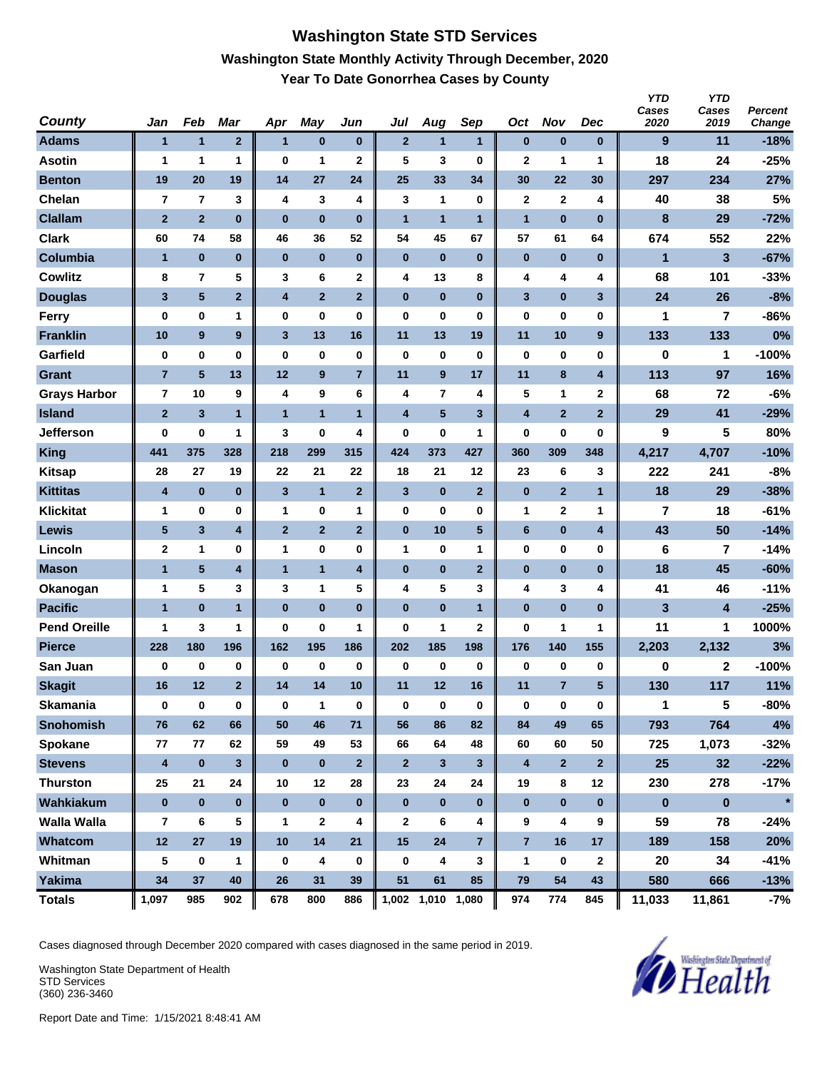# Washington State STD Services

## Washington State Monthly Activity Through December, 2020

### Year To Date Gonorrhea Cases by County

| County | Jan | Feb | Mar | Apr | May | Jun | Jul | Aug | Sep | Oct | Nov | Dec | YTD Cases 2020 | YTD Cases 2019 | Percent Change |
|---|---|---|---|---|---|---|---|---|---|---|---|---|---|---|---|
| Adams | 1 | 1 | 2 | 1 | 0 | 0 | 2 | 1 | 1 | 0 | 0 | 0 | 9 | 11 | -18% |
| Asotin | 1 | 1 | 1 | 0 | 1 | 2 | 5 | 3 | 0 | 2 | 1 | 1 | 18 | 24 | -25% |
| Benton | 19 | 20 | 19 | 14 | 27 | 24 | 25 | 33 | 34 | 30 | 22 | 30 | 297 | 234 | 27% |
| Chelan | 7 | 7 | 3 | 4 | 3 | 4 | 3 | 1 | 0 | 2 | 2 | 4 | 40 | 38 | 5% |
| Clallam | 2 | 2 | 0 | 0 | 0 | 0 | 1 | 1 | 1 | 1 | 0 | 0 | 8 | 29 | -72% |
| Clark | 60 | 74 | 58 | 46 | 36 | 52 | 54 | 45 | 67 | 57 | 61 | 64 | 674 | 552 | 22% |
| Columbia | 1 | 0 | 0 | 0 | 0 | 0 | 0 | 0 | 0 | 0 | 0 | 0 | 1 | 3 | -67% |
| Cowlitz | 8 | 7 | 5 | 3 | 6 | 2 | 4 | 13 | 8 | 4 | 4 | 4 | 68 | 101 | -33% |
| Douglas | 3 | 5 | 2 | 4 | 2 | 2 | 0 | 0 | 0 | 3 | 0 | 3 | 24 | 26 | -8% |
| Ferry | 0 | 0 | 1 | 0 | 0 | 0 | 0 | 0 | 0 | 0 | 0 | 0 | 1 | 7 | -86% |
| Franklin | 10 | 9 | 9 | 3 | 13 | 16 | 11 | 13 | 19 | 11 | 10 | 9 | 133 | 133 | 0% |
| Garfield | 0 | 0 | 0 | 0 | 0 | 0 | 0 | 0 | 0 | 0 | 0 | 0 | 0 | 1 | -100% |
| Grant | 7 | 5 | 13 | 12 | 9 | 7 | 11 | 9 | 17 | 11 | 8 | 4 | 113 | 97 | 16% |
| Grays Harbor | 7 | 10 | 9 | 4 | 9 | 6 | 4 | 7 | 4 | 5 | 1 | 2 | 68 | 72 | -6% |
| Island | 2 | 3 | 1 | 1 | 1 | 1 | 4 | 5 | 3 | 4 | 2 | 2 | 29 | 41 | -29% |
| Jefferson | 0 | 0 | 1 | 3 | 0 | 4 | 0 | 0 | 1 | 0 | 0 | 0 | 9 | 5 | 80% |
| King | 441 | 375 | 328 | 218 | 299 | 315 | 424 | 373 | 427 | 360 | 309 | 348 | 4,217 | 4,707 | -10% |
| Kitsap | 28 | 27 | 19 | 22 | 21 | 22 | 18 | 21 | 12 | 23 | 6 | 3 | 222 | 241 | -8% |
| Kittitas | 4 | 0 | 0 | 3 | 1 | 2 | 3 | 0 | 2 | 0 | 2 | 1 | 18 | 29 | -38% |
| Klickitat | 1 | 0 | 0 | 1 | 0 | 1 | 0 | 0 | 0 | 1 | 2 | 1 | 7 | 18 | -61% |
| Lewis | 5 | 3 | 4 | 2 | 2 | 2 | 0 | 10 | 5 | 6 | 0 | 4 | 43 | 50 | -14% |
| Lincoln | 2 | 1 | 0 | 1 | 0 | 0 | 1 | 0 | 1 | 0 | 0 | 0 | 6 | 7 | -14% |
| Mason | 1 | 5 | 4 | 1 | 1 | 4 | 0 | 0 | 2 | 0 | 0 | 0 | 18 | 45 | -60% |
| Okanogan | 1 | 5 | 3 | 3 | 1 | 5 | 4 | 5 | 3 | 4 | 3 | 4 | 41 | 46 | -11% |
| Pacific | 1 | 0 | 1 | 0 | 0 | 0 | 0 | 0 | 1 | 0 | 0 | 0 | 3 | 4 | -25% |
| Pend Oreille | 1 | 3 | 1 | 0 | 0 | 1 | 0 | 1 | 2 | 0 | 1 | 1 | 11 | 1 | 1000% |
| Pierce | 228 | 180 | 196 | 162 | 195 | 186 | 202 | 185 | 198 | 176 | 140 | 155 | 2,203 | 2,132 | 3% |
| San Juan | 0 | 0 | 0 | 0 | 0 | 0 | 0 | 0 | 0 | 0 | 0 | 0 | 0 | 2 | -100% |
| Skagit | 16 | 12 | 2 | 14 | 14 | 10 | 11 | 12 | 16 | 11 | 7 | 5 | 130 | 117 | 11% |
| Skamania | 0 | 0 | 0 | 0 | 1 | 0 | 0 | 0 | 0 | 0 | 0 | 0 | 1 | 5 | -80% |
| Snohomish | 76 | 62 | 66 | 50 | 46 | 71 | 56 | 86 | 82 | 84 | 49 | 65 | 793 | 764 | 4% |
| Spokane | 77 | 77 | 62 | 59 | 49 | 53 | 66 | 64 | 48 | 60 | 60 | 50 | 725 | 1,073 | -32% |
| Stevens | 4 | 0 | 3 | 0 | 0 | 2 | 2 | 3 | 3 | 4 | 2 | 2 | 25 | 32 | -22% |
| Thurston | 25 | 21 | 24 | 10 | 12 | 28 | 23 | 24 | 24 | 19 | 8 | 12 | 230 | 278 | -17% |
| Wahkiakum | 0 | 0 | 0 | 0 | 0 | 0 | 0 | 0 | 0 | 0 | 0 | 0 | 0 | 0 | * |
| Walla Walla | 7 | 6 | 5 | 1 | 2 | 4 | 2 | 6 | 4 | 9 | 4 | 9 | 59 | 78 | -24% |
| Whatcom | 12 | 27 | 19 | 10 | 14 | 21 | 15 | 24 | 7 | 7 | 16 | 17 | 189 | 158 | 20% |
| Whitman | 5 | 0 | 1 | 0 | 4 | 0 | 0 | 4 | 3 | 1 | 0 | 2 | 20 | 34 | -41% |
| Yakima | 34 | 37 | 40 | 26 | 31 | 39 | 51 | 61 | 85 | 79 | 54 | 43 | 580 | 666 | -13% |
| Totals | 1,097 | 985 | 902 | 678 | 800 | 886 | 1,002 | 1,010 | 1,080 | 974 | 774 | 845 | 11,033 | 11,861 | -7% |

Cases diagnosed through December 2020 compared with cases diagnosed in the same period in 2019.

Washington State Department of Health
STD Services
(360) 236-3460

Report Date and Time: 1/15/2021 8:48:41 AM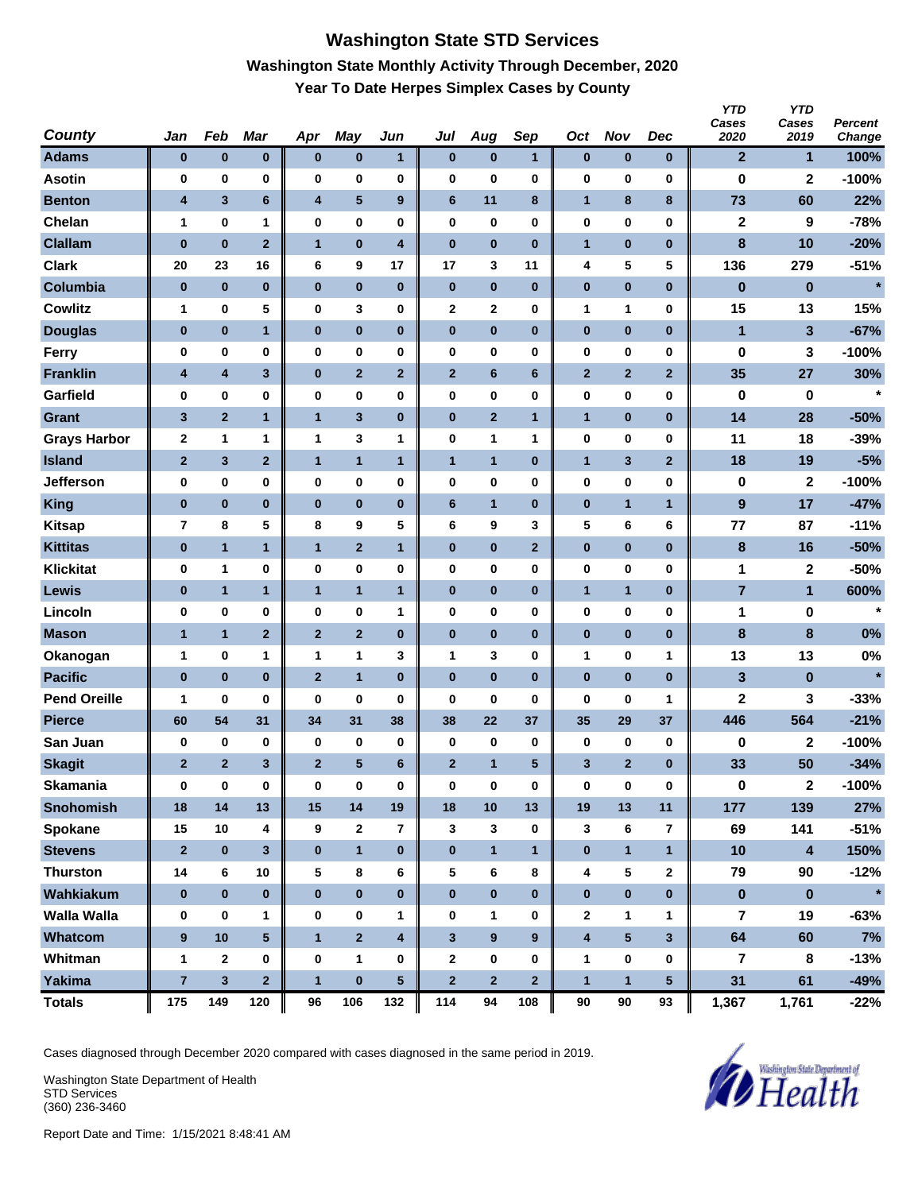# Washington State STD Services

## Washington State Monthly Activity Through December, 2020

### Year To Date Herpes Simplex Cases by County

| County | Jan | Feb | Mar | Apr | May | Jun | Jul | Aug | Sep | Oct | Nov | Dec | YTD Cases 2020 | YTD Cases 2019 | Percent Change |
|---|---|---|---|---|---|---|---|---|---|---|---|---|---|---|---|
| Adams | 0 | 0 | 0 | 0 | 0 | 1 | 0 | 0 | 1 | 0 | 0 | 0 | 2 | 1 | 100% |
| Asotin | 0 | 0 | 0 | 0 | 0 | 0 | 0 | 0 | 0 | 0 | 0 | 0 | 0 | 2 | -100% |
| Benton | 4 | 3 | 6 | 4 | 5 | 9 | 6 | 11 | 8 | 1 | 8 | 8 | 73 | 60 | 22% |
| Chelan | 1 | 0 | 1 | 0 | 0 | 0 | 0 | 0 | 0 | 0 | 0 | 0 | 2 | 9 | -78% |
| Clallam | 0 | 0 | 2 | 1 | 0 | 4 | 0 | 0 | 0 | 1 | 0 | 0 | 8 | 10 | -20% |
| Clark | 20 | 23 | 16 | 6 | 9 | 17 | 17 | 3 | 11 | 4 | 5 | 5 | 136 | 279 | -51% |
| Columbia | 0 | 0 | 0 | 0 | 0 | 0 | 0 | 0 | 0 | 0 | 0 | 0 | 0 | 0 | * |
| Cowlitz | 1 | 0 | 5 | 0 | 3 | 0 | 2 | 2 | 0 | 1 | 1 | 0 | 15 | 13 | 15% |
| Douglas | 0 | 0 | 1 | 0 | 0 | 0 | 0 | 0 | 0 | 0 | 0 | 0 | 1 | 3 | -67% |
| Ferry | 0 | 0 | 0 | 0 | 0 | 0 | 0 | 0 | 0 | 0 | 0 | 0 | 0 | 3 | -100% |
| Franklin | 4 | 4 | 3 | 0 | 2 | 2 | 2 | 6 | 6 | 2 | 2 | 2 | 35 | 27 | 30% |
| Garfield | 0 | 0 | 0 | 0 | 0 | 0 | 0 | 0 | 0 | 0 | 0 | 0 | 0 | 0 | * |
| Grant | 3 | 2 | 1 | 1 | 3 | 0 | 0 | 2 | 1 | 1 | 0 | 0 | 14 | 28 | -50% |
| Grays Harbor | 2 | 1 | 1 | 1 | 3 | 1 | 0 | 1 | 1 | 0 | 0 | 0 | 11 | 18 | -39% |
| Island | 2 | 3 | 2 | 1 | 1 | 1 | 1 | 1 | 0 | 1 | 3 | 2 | 18 | 19 | -5% |
| Jefferson | 0 | 0 | 0 | 0 | 0 | 0 | 0 | 0 | 0 | 0 | 0 | 0 | 0 | 2 | -100% |
| King | 0 | 0 | 0 | 0 | 0 | 0 | 6 | 1 | 0 | 0 | 1 | 1 | 9 | 17 | -47% |
| Kitsap | 7 | 8 | 5 | 8 | 9 | 5 | 6 | 9 | 3 | 5 | 6 | 6 | 77 | 87 | -11% |
| Kittitas | 0 | 1 | 1 | 1 | 2 | 1 | 0 | 0 | 2 | 0 | 0 | 0 | 8 | 16 | -50% |
| Klickitat | 0 | 1 | 0 | 0 | 0 | 0 | 0 | 0 | 0 | 0 | 0 | 0 | 1 | 2 | -50% |
| Lewis | 0 | 1 | 1 | 1 | 1 | 1 | 0 | 0 | 0 | 1 | 1 | 0 | 7 | 1 | 600% |
| Lincoln | 0 | 0 | 0 | 0 | 0 | 1 | 0 | 0 | 0 | 0 | 0 | 0 | 1 | 0 | * |
| Mason | 1 | 1 | 2 | 2 | 2 | 0 | 0 | 0 | 0 | 0 | 0 | 0 | 8 | 8 | 0% |
| Okanogan | 1 | 0 | 1 | 1 | 1 | 3 | 1 | 3 | 0 | 1 | 0 | 1 | 13 | 13 | 0% |
| Pacific | 0 | 0 | 0 | 2 | 1 | 0 | 0 | 0 | 0 | 0 | 0 | 0 | 3 | 0 | * |
| Pend Oreille | 1 | 0 | 0 | 0 | 0 | 0 | 0 | 0 | 0 | 0 | 0 | 1 | 2 | 3 | -33% |
| Pierce | 60 | 54 | 31 | 34 | 31 | 38 | 38 | 22 | 37 | 35 | 29 | 37 | 446 | 564 | -21% |
| San Juan | 0 | 0 | 0 | 0 | 0 | 0 | 0 | 0 | 0 | 0 | 0 | 0 | 0 | 2 | -100% |
| Skagit | 2 | 2 | 3 | 2 | 5 | 6 | 2 | 1 | 5 | 3 | 2 | 0 | 33 | 50 | -34% |
| Skamania | 0 | 0 | 0 | 0 | 0 | 0 | 0 | 0 | 0 | 0 | 0 | 0 | 0 | 2 | -100% |
| Snohomish | 18 | 14 | 13 | 15 | 14 | 19 | 18 | 10 | 13 | 19 | 13 | 11 | 177 | 139 | 27% |
| Spokane | 15 | 10 | 4 | 9 | 2 | 7 | 3 | 3 | 0 | 3 | 6 | 7 | 69 | 141 | -51% |
| Stevens | 2 | 0 | 3 | 0 | 1 | 0 | 0 | 1 | 1 | 0 | 1 | 1 | 10 | 4 | 150% |
| Thurston | 14 | 6 | 10 | 5 | 8 | 6 | 5 | 6 | 8 | 4 | 5 | 2 | 79 | 90 | -12% |
| Wahkiakum | 0 | 0 | 0 | 0 | 0 | 0 | 0 | 0 | 0 | 0 | 0 | 0 | 0 | 0 | * |
| Walla Walla | 0 | 0 | 1 | 0 | 0 | 1 | 0 | 1 | 0 | 2 | 1 | 1 | 7 | 19 | -63% |
| Whatcom | 9 | 10 | 5 | 1 | 2 | 4 | 3 | 9 | 9 | 4 | 5 | 3 | 64 | 60 | 7% |
| Whitman | 1 | 2 | 0 | 0 | 1 | 0 | 2 | 0 | 0 | 1 | 0 | 0 | 7 | 8 | -13% |
| Yakima | 7 | 3 | 2 | 1 | 0 | 5 | 2 | 2 | 2 | 1 | 1 | 5 | 31 | 61 | -49% |
| Totals | 175 | 149 | 120 | 96 | 106 | 132 | 114 | 94 | 108 | 90 | 90 | 93 | 1,367 | 1,761 | -22% |

Cases diagnosed through December 2020 compared with cases diagnosed in the same period in 2019.

Washington State Department of Health
STD Services
(360) 236-3460

Report Date and Time: 1/15/2021 8:48:41 AM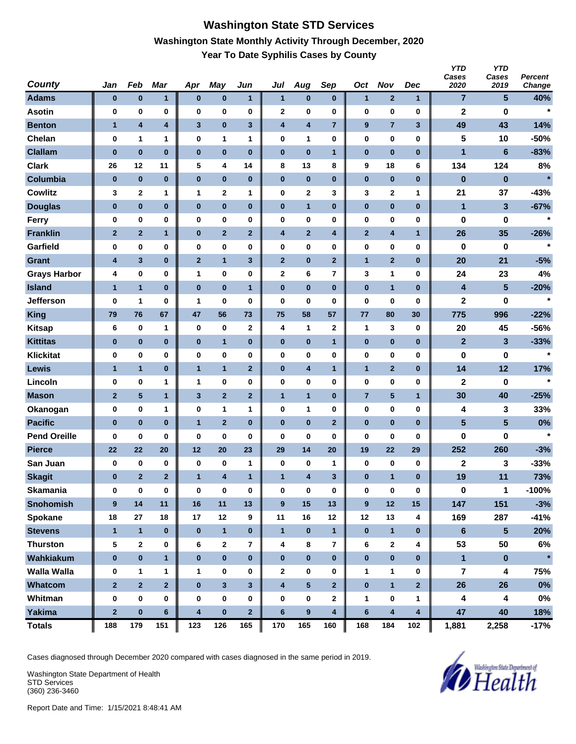# Washington State STD Services

## Washington State Monthly Activity Through December, 2020

### Year To Date Syphilis Cases by County

| County | Jan | Feb | Mar | Apr | May | Jun | Jul | Aug | Sep | Oct | Nov | Dec | YTD Cases 2020 | YTD Cases 2019 | Percent Change |
|---|---|---|---|---|---|---|---|---|---|---|---|---|---|---|---|
| Adams | 0 | 0 | 1 | 0 | 0 | 1 | 1 | 0 | 0 | 1 | 2 | 1 | 7 | 5 | 40% |
| Asotin | 0 | 0 | 0 | 0 | 0 | 0 | 2 | 0 | 0 | 0 | 0 | 0 | 2 | 0 | * |
| Benton | 1 | 4 | 4 | 3 | 0 | 3 | 4 | 4 | 7 | 9 | 7 | 3 | 49 | 43 | 14% |
| Chelan | 0 | 1 | 1 | 0 | 1 | 1 | 0 | 1 | 0 | 0 | 0 | 0 | 5 | 10 | -50% |
| Clallam | 0 | 0 | 0 | 0 | 0 | 0 | 0 | 0 | 1 | 0 | 0 | 0 | 1 | 6 | -83% |
| Clark | 26 | 12 | 11 | 5 | 4 | 14 | 8 | 13 | 8 | 9 | 18 | 6 | 134 | 124 | 8% |
| Columbia | 0 | 0 | 0 | 0 | 0 | 0 | 0 | 0 | 0 | 0 | 0 | 0 | 0 | 0 | * |
| Cowlitz | 3 | 2 | 1 | 1 | 2 | 1 | 0 | 2 | 3 | 3 | 2 | 1 | 21 | 37 | -43% |
| Douglas | 0 | 0 | 0 | 0 | 0 | 0 | 0 | 1 | 0 | 0 | 0 | 0 | 1 | 3 | -67% |
| Ferry | 0 | 0 | 0 | 0 | 0 | 0 | 0 | 0 | 0 | 0 | 0 | 0 | 0 | 0 | * |
| Franklin | 2 | 2 | 1 | 0 | 2 | 2 | 4 | 2 | 4 | 2 | 4 | 1 | 26 | 35 | -26% |
| Garfield | 0 | 0 | 0 | 0 | 0 | 0 | 0 | 0 | 0 | 0 | 0 | 0 | 0 | 0 | * |
| Grant | 4 | 3 | 0 | 2 | 1 | 3 | 2 | 0 | 2 | 1 | 2 | 0 | 20 | 21 | -5% |
| Grays Harbor | 4 | 0 | 0 | 1 | 0 | 0 | 2 | 6 | 7 | 3 | 1 | 0 | 24 | 23 | 4% |
| Island | 1 | 1 | 0 | 0 | 0 | 1 | 0 | 0 | 0 | 0 | 1 | 0 | 4 | 5 | -20% |
| Jefferson | 0 | 1 | 0 | 1 | 0 | 0 | 0 | 0 | 0 | 0 | 0 | 0 | 2 | 0 | * |
| King | 79 | 76 | 67 | 47 | 56 | 73 | 75 | 58 | 57 | 77 | 80 | 30 | 775 | 996 | -22% |
| Kitsap | 6 | 0 | 1 | 0 | 0 | 2 | 4 | 1 | 2 | 1 | 3 | 0 | 20 | 45 | -56% |
| Kittitas | 0 | 0 | 0 | 0 | 1 | 0 | 0 | 0 | 1 | 0 | 0 | 0 | 2 | 3 | -33% |
| Klickitat | 0 | 0 | 0 | 0 | 0 | 0 | 0 | 0 | 0 | 0 | 0 | 0 | 0 | 0 | * |
| Lewis | 1 | 1 | 0 | 1 | 1 | 2 | 0 | 4 | 1 | 1 | 2 | 0 | 14 | 12 | 17% |
| Lincoln | 0 | 0 | 1 | 1 | 0 | 0 | 0 | 0 | 0 | 0 | 0 | 0 | 2 | 0 | * |
| Mason | 2 | 5 | 1 | 3 | 2 | 2 | 1 | 1 | 0 | 7 | 5 | 1 | 30 | 40 | -25% |
| Okanogan | 0 | 0 | 1 | 0 | 1 | 1 | 0 | 1 | 0 | 0 | 0 | 0 | 4 | 3 | 33% |
| Pacific | 0 | 0 | 0 | 1 | 2 | 0 | 0 | 0 | 2 | 0 | 0 | 0 | 5 | 5 | 0% |
| Pend Oreille | 0 | 0 | 0 | 0 | 0 | 0 | 0 | 0 | 0 | 0 | 0 | 0 | 0 | 0 | * |
| Pierce | 22 | 22 | 20 | 12 | 20 | 23 | 29 | 14 | 20 | 19 | 22 | 29 | 252 | 260 | -3% |
| San Juan | 0 | 0 | 0 | 0 | 0 | 1 | 0 | 0 | 1 | 0 | 0 | 0 | 2 | 3 | -33% |
| Skagit | 0 | 2 | 2 | 1 | 4 | 1 | 1 | 4 | 3 | 0 | 1 | 0 | 19 | 11 | 73% |
| Skamania | 0 | 0 | 0 | 0 | 0 | 0 | 0 | 0 | 0 | 0 | 0 | 0 | 0 | 1 | -100% |
| Snohomish | 9 | 14 | 11 | 16 | 11 | 13 | 9 | 15 | 13 | 9 | 12 | 15 | 147 | 151 | -3% |
| Spokane | 18 | 27 | 18 | 17 | 12 | 9 | 11 | 16 | 12 | 12 | 13 | 4 | 169 | 287 | -41% |
| Stevens | 1 | 1 | 0 | 0 | 1 | 0 | 1 | 0 | 1 | 0 | 1 | 0 | 6 | 5 | 20% |
| Thurston | 5 | 2 | 0 | 6 | 2 | 7 | 4 | 8 | 7 | 6 | 2 | 4 | 53 | 50 | 6% |
| Wahkiakum | 0 | 0 | 1 | 0 | 0 | 0 | 0 | 0 | 0 | 0 | 0 | 0 | 1 | 0 | * |
| Walla Walla | 0 | 1 | 1 | 1 | 0 | 0 | 2 | 0 | 0 | 1 | 1 | 0 | 7 | 4 | 75% |
| Whatcom | 2 | 2 | 2 | 0 | 3 | 3 | 4 | 5 | 2 | 0 | 1 | 2 | 26 | 26 | 0% |
| Whitman | 0 | 0 | 0 | 0 | 0 | 0 | 0 | 0 | 2 | 1 | 0 | 1 | 4 | 4 | 0% |
| Yakima | 2 | 0 | 6 | 4 | 0 | 2 | 6 | 9 | 4 | 6 | 4 | 4 | 47 | 40 | 18% |
| **Totals** | **188** | **179** | **151** | **123** | **126** | **165** | **170** | **165** | **160** | **168** | **184** | **102** | **1,881** | **2,258** | **-17%** |

Cases diagnosed through December 2020 compared with cases diagnosed in the same period in 2019.

Washington State Department of Health
STD Services
(360) 236-3460

Report Date and Time: 1/15/2021 8:48:41 AM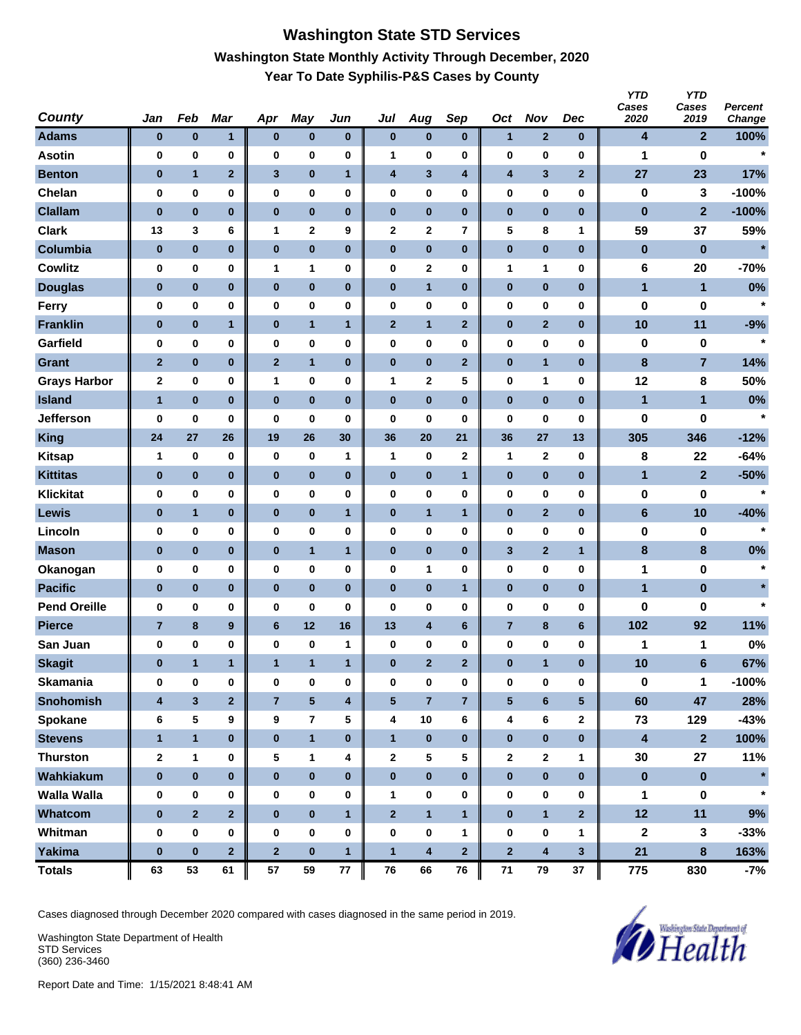# Washington State STD Services

## Washington State Monthly Activity Through December, 2020

### Year To Date Syphilis-P&S Cases by County

| County | Jan | Feb | Mar | Apr | May | Jun | Jul | Aug | Sep | Oct | Nov | Dec | YTD Cases 2020 | YTD Cases 2019 | Percent Change |
|---|---|---|---|---|---|---|---|---|---|---|---|---|---|---|---|
| Adams | 0 | 0 | 1 | 0 | 0 | 0 | 0 | 0 | 0 | 1 | 2 | 0 | 4 | 2 | 100% |
| Asotin | 0 | 0 | 0 | 0 | 0 | 0 | 1 | 0 | 0 | 0 | 0 | 0 | 1 | 0 | * |
| Benton | 0 | 1 | 2 | 3 | 0 | 1 | 4 | 3 | 4 | 4 | 3 | 2 | 27 | 23 | 17% |
| Chelan | 0 | 0 | 0 | 0 | 0 | 0 | 0 | 0 | 0 | 0 | 0 | 0 | 0 | 3 | -100% |
| Clallam | 0 | 0 | 0 | 0 | 0 | 0 | 0 | 0 | 0 | 0 | 0 | 0 | 0 | 2 | -100% |
| Clark | 13 | 3 | 6 | 1 | 2 | 9 | 2 | 2 | 7 | 5 | 8 | 1 | 59 | 37 | 59% |
| Columbia | 0 | 0 | 0 | 0 | 0 | 0 | 0 | 0 | 0 | 0 | 0 | 0 | 0 | 0 | * |
| Cowlitz | 0 | 0 | 0 | 1 | 1 | 0 | 0 | 2 | 0 | 1 | 1 | 0 | 6 | 20 | -70% |
| Douglas | 0 | 0 | 0 | 0 | 0 | 0 | 0 | 1 | 0 | 0 | 0 | 0 | 1 | 1 | 0% |
| Ferry | 0 | 0 | 0 | 0 | 0 | 0 | 0 | 0 | 0 | 0 | 0 | 0 | 0 | 0 | * |
| Franklin | 0 | 0 | 1 | 0 | 1 | 1 | 2 | 1 | 2 | 0 | 2 | 0 | 10 | 11 | -9% |
| Garfield | 0 | 0 | 0 | 0 | 0 | 0 | 0 | 0 | 0 | 0 | 0 | 0 | 0 | 0 | * |
| Grant | 2 | 0 | 0 | 2 | 1 | 0 | 0 | 0 | 2 | 0 | 1 | 0 | 8 | 7 | 14% |
| Grays Harbor | 2 | 0 | 0 | 1 | 0 | 0 | 1 | 2 | 5 | 0 | 1 | 0 | 12 | 8 | 50% |
| Island | 1 | 0 | 0 | 0 | 0 | 0 | 0 | 0 | 0 | 0 | 0 | 0 | 1 | 1 | 0% |
| Jefferson | 0 | 0 | 0 | 0 | 0 | 0 | 0 | 0 | 0 | 0 | 0 | 0 | 0 | 0 | * |
| King | 24 | 27 | 26 | 19 | 26 | 30 | 36 | 20 | 21 | 36 | 27 | 13 | 305 | 346 | -12% |
| Kitsap | 1 | 0 | 0 | 0 | 0 | 1 | 1 | 0 | 2 | 1 | 2 | 0 | 8 | 22 | -64% |
| Kittitas | 0 | 0 | 0 | 0 | 0 | 0 | 0 | 0 | 1 | 0 | 0 | 0 | 1 | 2 | -50% |
| Klickitat | 0 | 0 | 0 | 0 | 0 | 0 | 0 | 0 | 0 | 0 | 0 | 0 | 0 | 0 | * |
| Lewis | 0 | 1 | 0 | 0 | 0 | 1 | 0 | 1 | 1 | 0 | 2 | 0 | 6 | 10 | -40% |
| Lincoln | 0 | 0 | 0 | 0 | 0 | 0 | 0 | 0 | 0 | 0 | 0 | 0 | 0 | 0 | * |
| Mason | 0 | 0 | 0 | 0 | 1 | 1 | 0 | 0 | 0 | 3 | 2 | 1 | 8 | 8 | 0% |
| Okanogan | 0 | 0 | 0 | 0 | 0 | 0 | 0 | 1 | 0 | 0 | 0 | 0 | 1 | 0 | * |
| Pacific | 0 | 0 | 0 | 0 | 0 | 0 | 0 | 0 | 1 | 0 | 0 | 0 | 1 | 0 | * |
| Pend Oreille | 0 | 0 | 0 | 0 | 0 | 0 | 0 | 0 | 0 | 0 | 0 | 0 | 0 | 0 | * |
| Pierce | 7 | 8 | 9 | 6 | 12 | 16 | 13 | 4 | 6 | 7 | 8 | 6 | 102 | 92 | 11% |
| San Juan | 0 | 0 | 0 | 0 | 0 | 1 | 0 | 0 | 0 | 0 | 0 | 0 | 1 | 1 | 0% |
| Skagit | 0 | 1 | 1 | 1 | 1 | 1 | 0 | 2 | 2 | 0 | 1 | 0 | 10 | 6 | 67% |
| Skamania | 0 | 0 | 0 | 0 | 0 | 0 | 0 | 0 | 0 | 0 | 0 | 0 | 0 | 1 | -100% |
| Snohomish | 4 | 3 | 2 | 7 | 5 | 4 | 5 | 7 | 7 | 5 | 6 | 5 | 60 | 47 | 28% |
| Spokane | 6 | 5 | 9 | 9 | 7 | 5 | 4 | 10 | 6 | 4 | 6 | 2 | 73 | 129 | -43% |
| Stevens | 1 | 1 | 0 | 0 | 1 | 0 | 1 | 0 | 0 | 0 | 0 | 0 | 4 | 2 | 100% |
| Thurston | 2 | 1 | 0 | 5 | 1 | 4 | 2 | 5 | 5 | 2 | 2 | 1 | 30 | 27 | 11% |
| Wahkiakum | 0 | 0 | 0 | 0 | 0 | 0 | 0 | 0 | 0 | 0 | 0 | 0 | 0 | 0 | * |
| Walla Walla | 0 | 0 | 0 | 0 | 0 | 0 | 1 | 0 | 0 | 0 | 0 | 0 | 1 | 0 | * |
| Whatcom | 0 | 2 | 2 | 0 | 0 | 1 | 2 | 1 | 1 | 0 | 1 | 2 | 12 | 11 | 9% |
| Whitman | 0 | 0 | 0 | 0 | 0 | 0 | 0 | 0 | 1 | 0 | 0 | 1 | 2 | 3 | -33% |
| Yakima | 0 | 0 | 2 | 2 | 0 | 1 | 1 | 4 | 2 | 2 | 4 | 3 | 21 | 8 | 163% |
| **Totals** | 63 | 53 | 61 | 57 | 59 | 77 | 76 | 66 | 76 | 71 | 79 | 37 | 775 | 830 | -7% |

Cases diagnosed through December 2020 compared with cases diagnosed in the same period in 2019.

Washington State Department of Health
STD Services
(360) 236-3460

Report Date and Time: 1/15/2021 8:48:41 AM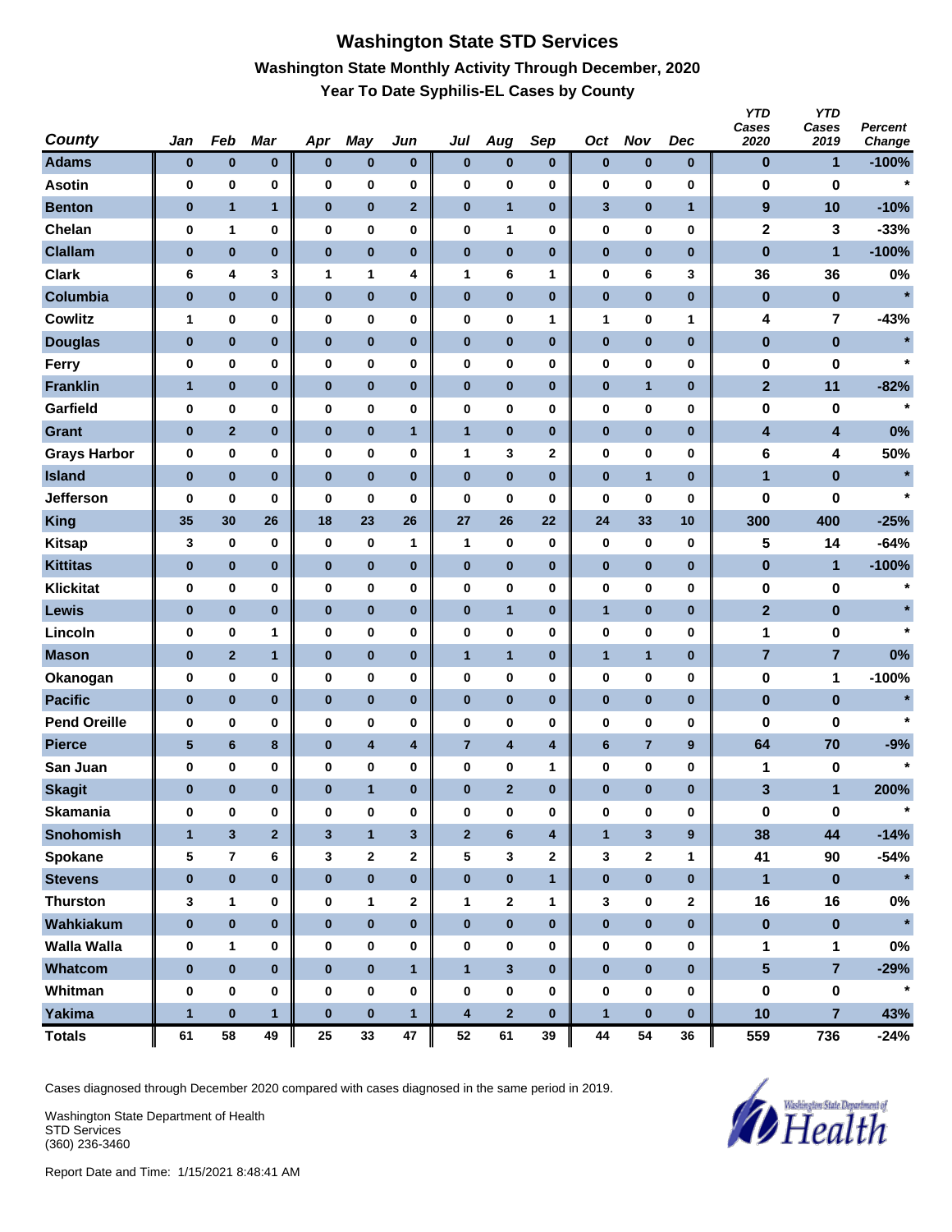# Washington State STD Services

## Washington State Monthly Activity Through December, 2020

### Year To Date Syphilis-EL Cases by County

| County | Jan | Feb | Mar | Apr | May | Jun | Jul | Aug | Sep | Oct | Nov | Dec | YTD Cases 2020 | YTD Cases 2019 | Percent Change |
|---|---|---|---|---|---|---|---|---|---|---|---|---|---|---|---|
| Adams | 0 | 0 | 0 | 0 | 0 | 0 | 0 | 0 | 0 | 0 | 0 | 0 | 0 | 1 | -100% |
| Asotin | 0 | 0 | 0 | 0 | 0 | 0 | 0 | 0 | 0 | 0 | 0 | 0 | 0 | 0 | * |
| Benton | 0 | 1 | 1 | 0 | 0 | 2 | 0 | 1 | 0 | 3 | 0 | 1 | 9 | 10 | -10% |
| Chelan | 0 | 1 | 0 | 0 | 0 | 0 | 0 | 1 | 0 | 0 | 0 | 0 | 2 | 3 | -33% |
| Clallam | 0 | 0 | 0 | 0 | 0 | 0 | 0 | 0 | 0 | 0 | 0 | 0 | 0 | 1 | -100% |
| Clark | 6 | 4 | 3 | 1 | 1 | 4 | 1 | 6 | 1 | 0 | 6 | 3 | 36 | 36 | 0% |
| Columbia | 0 | 0 | 0 | 0 | 0 | 0 | 0 | 0 | 0 | 0 | 0 | 0 | 0 | 0 | * |
| Cowlitz | 1 | 0 | 0 | 0 | 0 | 0 | 0 | 0 | 1 | 1 | 0 | 1 | 4 | 7 | -43% |
| Douglas | 0 | 0 | 0 | 0 | 0 | 0 | 0 | 0 | 0 | 0 | 0 | 0 | 0 | 0 | * |
| Ferry | 0 | 0 | 0 | 0 | 0 | 0 | 0 | 0 | 0 | 0 | 0 | 0 | 0 | 0 | * |
| Franklin | 1 | 0 | 0 | 0 | 0 | 0 | 0 | 0 | 0 | 0 | 1 | 0 | 2 | 11 | -82% |
| Garfield | 0 | 0 | 0 | 0 | 0 | 0 | 0 | 0 | 0 | 0 | 0 | 0 | 0 | 0 | * |
| Grant | 0 | 2 | 0 | 0 | 0 | 1 | 1 | 0 | 0 | 0 | 0 | 0 | 4 | 4 | 0% |
| Grays Harbor | 0 | 0 | 0 | 0 | 0 | 0 | 1 | 3 | 2 | 0 | 0 | 0 | 6 | 4 | 50% |
| Island | 0 | 0 | 0 | 0 | 0 | 0 | 0 | 0 | 0 | 0 | 1 | 0 | 1 | 0 | * |
| Jefferson | 0 | 0 | 0 | 0 | 0 | 0 | 0 | 0 | 0 | 0 | 0 | 0 | 0 | 0 | * |
| King | 35 | 30 | 26 | 18 | 23 | 26 | 27 | 26 | 22 | 24 | 33 | 10 | 300 | 400 | -25% |
| Kitsap | 3 | 0 | 0 | 0 | 0 | 1 | 1 | 0 | 0 | 0 | 0 | 0 | 5 | 14 | -64% |
| Kittitas | 0 | 0 | 0 | 0 | 0 | 0 | 0 | 0 | 0 | 0 | 0 | 0 | 0 | 1 | -100% |
| Klickitat | 0 | 0 | 0 | 0 | 0 | 0 | 0 | 0 | 0 | 0 | 0 | 0 | 0 | 0 | * |
| Lewis | 0 | 0 | 0 | 0 | 0 | 0 | 0 | 1 | 0 | 1 | 0 | 0 | 2 | 0 | * |
| Lincoln | 0 | 0 | 1 | 0 | 0 | 0 | 0 | 0 | 0 | 0 | 0 | 0 | 1 | 0 | * |
| Mason | 0 | 2 | 1 | 0 | 0 | 0 | 1 | 1 | 0 | 1 | 1 | 0 | 7 | 7 | 0% |
| Okanogan | 0 | 0 | 0 | 0 | 0 | 0 | 0 | 0 | 0 | 0 | 0 | 0 | 0 | 1 | -100% |
| Pacific | 0 | 0 | 0 | 0 | 0 | 0 | 0 | 0 | 0 | 0 | 0 | 0 | 0 | 0 | * |
| Pend Oreille | 0 | 0 | 0 | 0 | 0 | 0 | 0 | 0 | 0 | 0 | 0 | 0 | 0 | 0 | * |
| Pierce | 5 | 6 | 8 | 0 | 4 | 4 | 7 | 4 | 4 | 6 | 7 | 9 | 64 | 70 | -9% |
| San Juan | 0 | 0 | 0 | 0 | 0 | 0 | 0 | 0 | 1 | 0 | 0 | 0 | 1 | 0 | * |
| Skagit | 0 | 0 | 0 | 0 | 1 | 0 | 0 | 2 | 0 | 0 | 0 | 0 | 3 | 1 | 200% |
| Skamania | 0 | 0 | 0 | 0 | 0 | 0 | 0 | 0 | 0 | 0 | 0 | 0 | 0 | 0 | * |
| Snohomish | 1 | 3 | 2 | 3 | 1 | 3 | 2 | 6 | 4 | 1 | 3 | 9 | 38 | 44 | -14% |
| Spokane | 5 | 7 | 6 | 3 | 2 | 2 | 5 | 3 | 2 | 3 | 2 | 1 | 41 | 90 | -54% |
| Stevens | 0 | 0 | 0 | 0 | 0 | 0 | 0 | 0 | 1 | 0 | 0 | 0 | 1 | 0 | * |
| Thurston | 3 | 1 | 0 | 0 | 1 | 2 | 1 | 2 | 1 | 3 | 0 | 2 | 16 | 16 | 0% |
| Wahkiakum | 0 | 0 | 0 | 0 | 0 | 0 | 0 | 0 | 0 | 0 | 0 | 0 | 0 | 0 | * |
| Walla Walla | 0 | 1 | 0 | 0 | 0 | 0 | 0 | 0 | 0 | 0 | 0 | 0 | 1 | 1 | 0% |
| Whatcom | 0 | 0 | 0 | 0 | 0 | 1 | 1 | 3 | 0 | 0 | 0 | 0 | 5 | 7 | -29% |
| Whitman | 0 | 0 | 0 | 0 | 0 | 0 | 0 | 0 | 0 | 0 | 0 | 0 | 0 | 0 | * |
| Yakima | 1 | 0 | 1 | 0 | 0 | 1 | 4 | 2 | 0 | 1 | 0 | 0 | 10 | 7 | 43% |
| Totals | 61 | 58 | 49 | 25 | 33 | 47 | 52 | 61 | 39 | 44 | 54 | 36 | 559 | 736 | -24% |

Cases diagnosed through December 2020 compared with cases diagnosed in the same period in 2019.

Washington State Department of Health
STD Services
(360) 236-3460

Report Date and Time: 1/15/2021 8:48:41 AM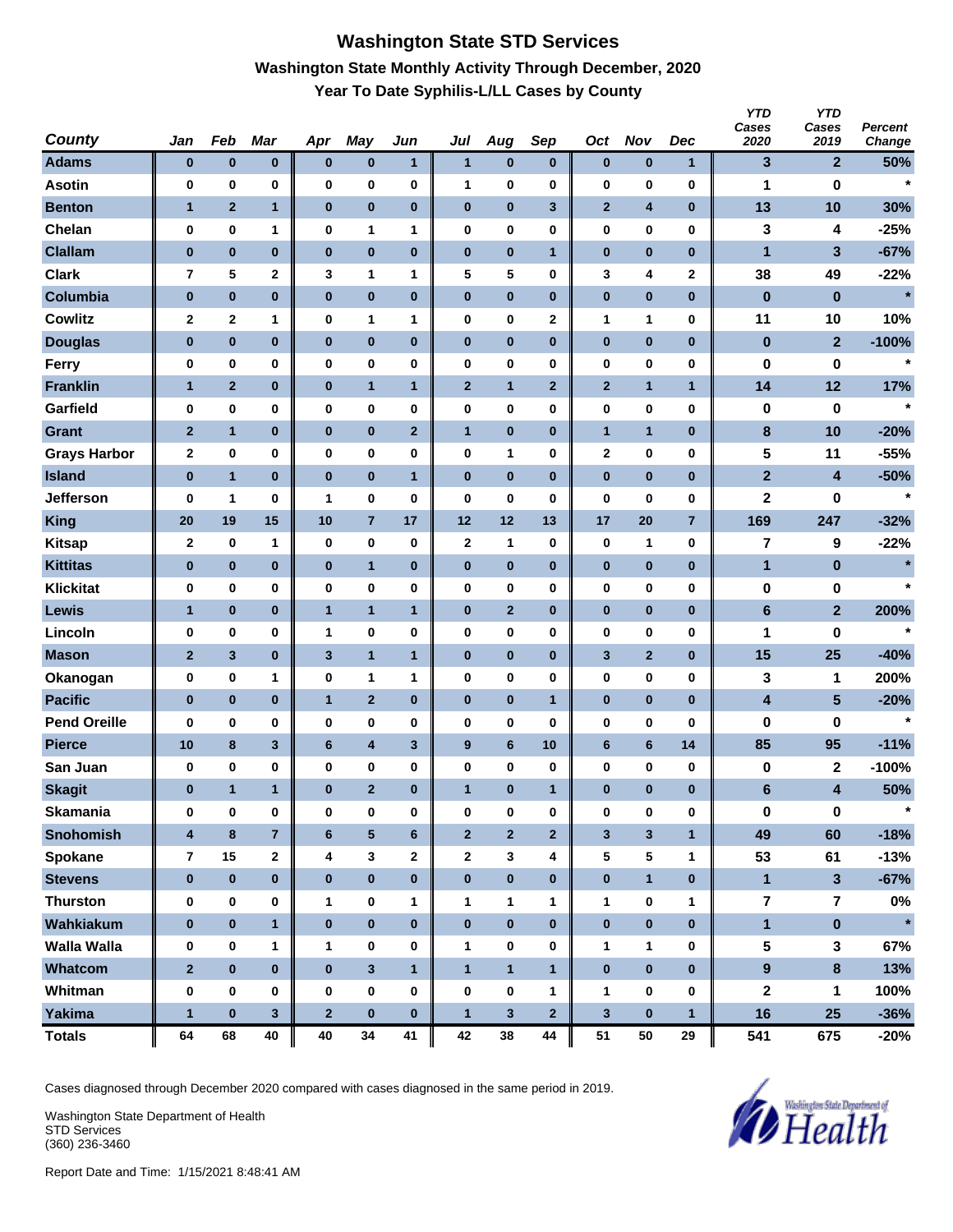# Washington State STD Services

## Washington State Monthly Activity Through December, 2020

### Year To Date Syphilis-L/LL Cases by County

| County | Jan | Feb | Mar | Apr | May | Jun | Jul | Aug | Sep | Oct | Nov | Dec | YTD Cases 2020 | YTD Cases 2019 | Percent Change |
|---|---|---|---|---|---|---|---|---|---|---|---|---|---|---|---|
| Adams | 0 | 0 | 0 | 0 | 0 | 1 | 1 | 0 | 0 | 0 | 0 | 1 | 3 | 2 | 50% |
| Asotin | 0 | 0 | 0 | 0 | 0 | 0 | 1 | 0 | 0 | 0 | 0 | 0 | 1 | 0 | * |
| Benton | 1 | 2 | 1 | 0 | 0 | 0 | 0 | 0 | 3 | 2 | 4 | 0 | 13 | 10 | 30% |
| Chelan | 0 | 0 | 1 | 0 | 1 | 1 | 0 | 0 | 0 | 0 | 0 | 0 | 3 | 4 | -25% |
| Clallam | 0 | 0 | 0 | 0 | 0 | 0 | 0 | 0 | 1 | 0 | 0 | 0 | 1 | 3 | -67% |
| Clark | 7 | 5 | 2 | 3 | 1 | 1 | 5 | 5 | 0 | 3 | 4 | 2 | 38 | 49 | -22% |
| Columbia | 0 | 0 | 0 | 0 | 0 | 0 | 0 | 0 | 0 | 0 | 0 | 0 | 0 | 0 | * |
| Cowlitz | 2 | 2 | 1 | 0 | 1 | 1 | 0 | 0 | 2 | 1 | 1 | 0 | 11 | 10 | 10% |
| Douglas | 0 | 0 | 0 | 0 | 0 | 0 | 0 | 0 | 0 | 0 | 0 | 0 | 0 | 2 | -100% |
| Ferry | 0 | 0 | 0 | 0 | 0 | 0 | 0 | 0 | 0 | 0 | 0 | 0 | 0 | 0 | * |
| Franklin | 1 | 2 | 0 | 0 | 1 | 1 | 2 | 1 | 2 | 2 | 1 | 1 | 14 | 12 | 17% |
| Garfield | 0 | 0 | 0 | 0 | 0 | 0 | 0 | 0 | 0 | 0 | 0 | 0 | 0 | 0 | * |
| Grant | 2 | 1 | 0 | 0 | 0 | 2 | 1 | 0 | 0 | 1 | 1 | 0 | 8 | 10 | -20% |
| Grays Harbor | 2 | 0 | 0 | 0 | 0 | 0 | 0 | 1 | 0 | 2 | 0 | 0 | 5 | 11 | -55% |
| Island | 0 | 1 | 0 | 0 | 0 | 1 | 0 | 0 | 0 | 0 | 0 | 0 | 2 | 4 | -50% |
| Jefferson | 0 | 1 | 0 | 1 | 0 | 0 | 0 | 0 | 0 | 0 | 0 | 0 | 2 | 0 | * |
| King | 20 | 19 | 15 | 10 | 7 | 17 | 12 | 12 | 13 | 17 | 20 | 7 | 169 | 247 | -32% |
| Kitsap | 2 | 0 | 1 | 0 | 0 | 0 | 2 | 1 | 0 | 0 | 1 | 0 | 7 | 9 | -22% |
| Kittitas | 0 | 0 | 0 | 0 | 1 | 0 | 0 | 0 | 0 | 0 | 0 | 0 | 1 | 0 | * |
| Klickitat | 0 | 0 | 0 | 0 | 0 | 0 | 0 | 0 | 0 | 0 | 0 | 0 | 0 | 0 | * |
| Lewis | 1 | 0 | 0 | 1 | 1 | 1 | 0 | 2 | 0 | 0 | 0 | 0 | 6 | 2 | 200% |
| Lincoln | 0 | 0 | 0 | 1 | 0 | 0 | 0 | 0 | 0 | 0 | 0 | 0 | 1 | 0 | * |
| Mason | 2 | 3 | 0 | 3 | 1 | 1 | 0 | 0 | 0 | 3 | 2 | 0 | 15 | 25 | -40% |
| Okanogan | 0 | 0 | 1 | 0 | 1 | 1 | 0 | 0 | 0 | 0 | 0 | 0 | 3 | 1 | 200% |
| Pacific | 0 | 0 | 0 | 1 | 2 | 0 | 0 | 0 | 1 | 0 | 0 | 0 | 4 | 5 | -20% |
| Pend Oreille | 0 | 0 | 0 | 0 | 0 | 0 | 0 | 0 | 0 | 0 | 0 | 0 | 0 | 0 | * |
| Pierce | 10 | 8 | 3 | 6 | 4 | 3 | 9 | 6 | 10 | 6 | 6 | 14 | 85 | 95 | -11% |
| San Juan | 0 | 0 | 0 | 0 | 0 | 0 | 0 | 0 | 0 | 0 | 0 | 0 | 0 | 2 | -100% |
| Skagit | 0 | 1 | 1 | 0 | 2 | 0 | 1 | 0 | 1 | 0 | 0 | 0 | 6 | 4 | 50% |
| Skamania | 0 | 0 | 0 | 0 | 0 | 0 | 0 | 0 | 0 | 0 | 0 | 0 | 0 | 0 | * |
| Snohomish | 4 | 8 | 7 | 6 | 5 | 6 | 2 | 2 | 2 | 3 | 3 | 1 | 49 | 60 | -18% |
| Spokane | 7 | 15 | 2 | 4 | 3 | 2 | 2 | 3 | 4 | 5 | 5 | 1 | 53 | 61 | -13% |
| Stevens | 0 | 0 | 0 | 0 | 0 | 0 | 0 | 0 | 0 | 0 | 1 | 0 | 1 | 3 | -67% |
| Thurston | 0 | 0 | 0 | 1 | 0 | 1 | 1 | 1 | 1 | 1 | 0 | 1 | 7 | 7 | 0% |
| Wahkiakum | 0 | 0 | 1 | 0 | 0 | 0 | 0 | 0 | 0 | 0 | 0 | 0 | 1 | 0 | * |
| Walla Walla | 0 | 0 | 1 | 1 | 0 | 0 | 1 | 0 | 0 | 1 | 1 | 0 | 5 | 3 | 67% |
| Whatcom | 2 | 0 | 0 | 0 | 3 | 1 | 1 | 1 | 1 | 0 | 0 | 0 | 9 | 8 | 13% |
| Whitman | 0 | 0 | 0 | 0 | 0 | 0 | 0 | 0 | 1 | 1 | 0 | 0 | 2 | 1 | 100% |
| Yakima | 1 | 0 | 3 | 2 | 0 | 0 | 1 | 3 | 2 | 3 | 0 | 1 | 16 | 25 | -36% |
| Totals | 64 | 68 | 40 | 40 | 34 | 41 | 42 | 38 | 44 | 51 | 50 | 29 | 541 | 675 | -20% |

Cases diagnosed through December 2020 compared with cases diagnosed in the same period in 2019.

Washington State Department of Health
STD Services
(360) 236-3460

Report Date and Time: 1/15/2021 8:48:41 AM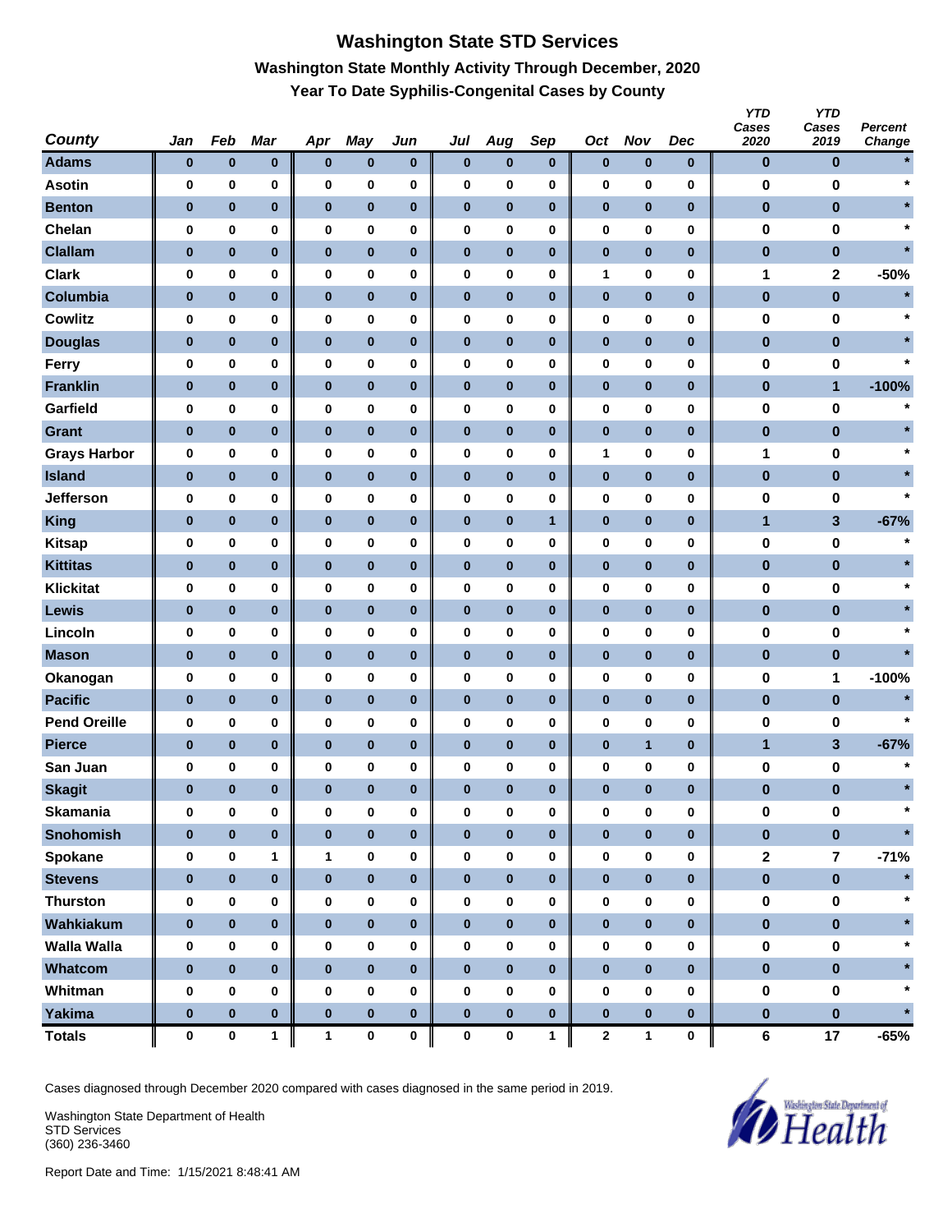# Washington State STD Services

## Washington State Monthly Activity Through December, 2020

### Year To Date Syphilis-Congenital Cases by County

| County | Jan | Feb | Mar | Apr | May | Jun | Jul | Aug | Sep | Oct | Nov | Dec | YTD Cases 2020 | YTD Cases 2019 | Percent Change |
|---|---|---|---|---|---|---|---|---|---|---|---|---|---|---|---|
| Adams | 0 | 0 | 0 | 0 | 0 | 0 | 0 | 0 | 0 | 0 | 0 | 0 | 0 | 0 | * |
| Asotin | 0 | 0 | 0 | 0 | 0 | 0 | 0 | 0 | 0 | 0 | 0 | 0 | 0 | 0 | * |
| Benton | 0 | 0 | 0 | 0 | 0 | 0 | 0 | 0 | 0 | 0 | 0 | 0 | 0 | 0 | * |
| Chelan | 0 | 0 | 0 | 0 | 0 | 0 | 0 | 0 | 0 | 0 | 0 | 0 | 0 | 0 | * |
| Clallam | 0 | 0 | 0 | 0 | 0 | 0 | 0 | 0 | 0 | 0 | 0 | 0 | 0 | 0 | * |
| Clark | 0 | 0 | 0 | 0 | 0 | 0 | 0 | 0 | 0 | 1 | 0 | 0 | 1 | 2 | -50% |
| Columbia | 0 | 0 | 0 | 0 | 0 | 0 | 0 | 0 | 0 | 0 | 0 | 0 | 0 | 0 | * |
| Cowlitz | 0 | 0 | 0 | 0 | 0 | 0 | 0 | 0 | 0 | 0 | 0 | 0 | 0 | 0 | * |
| Douglas | 0 | 0 | 0 | 0 | 0 | 0 | 0 | 0 | 0 | 0 | 0 | 0 | 0 | 0 | * |
| Ferry | 0 | 0 | 0 | 0 | 0 | 0 | 0 | 0 | 0 | 0 | 0 | 0 | 0 | 0 | * |
| Franklin | 0 | 0 | 0 | 0 | 0 | 0 | 0 | 0 | 0 | 0 | 0 | 0 | 0 | 1 | -100% |
| Garfield | 0 | 0 | 0 | 0 | 0 | 0 | 0 | 0 | 0 | 0 | 0 | 0 | 0 | 0 | * |
| Grant | 0 | 0 | 0 | 0 | 0 | 0 | 0 | 0 | 0 | 0 | 0 | 0 | 0 | 0 | * |
| Grays Harbor | 0 | 0 | 0 | 0 | 0 | 0 | 0 | 0 | 0 | 1 | 0 | 0 | 1 | 0 | * |
| Island | 0 | 0 | 0 | 0 | 0 | 0 | 0 | 0 | 0 | 0 | 0 | 0 | 0 | 0 | * |
| Jefferson | 0 | 0 | 0 | 0 | 0 | 0 | 0 | 0 | 0 | 0 | 0 | 0 | 0 | 0 | * |
| King | 0 | 0 | 0 | 0 | 0 | 0 | 0 | 0 | 1 | 0 | 0 | 0 | 1 | 3 | -67% |
| Kitsap | 0 | 0 | 0 | 0 | 0 | 0 | 0 | 0 | 0 | 0 | 0 | 0 | 0 | 0 | * |
| Kittitas | 0 | 0 | 0 | 0 | 0 | 0 | 0 | 0 | 0 | 0 | 0 | 0 | 0 | 0 | * |
| Klickitat | 0 | 0 | 0 | 0 | 0 | 0 | 0 | 0 | 0 | 0 | 0 | 0 | 0 | 0 | * |
| Lewis | 0 | 0 | 0 | 0 | 0 | 0 | 0 | 0 | 0 | 0 | 0 | 0 | 0 | 0 | * |
| Lincoln | 0 | 0 | 0 | 0 | 0 | 0 | 0 | 0 | 0 | 0 | 0 | 0 | 0 | 0 | * |
| Mason | 0 | 0 | 0 | 0 | 0 | 0 | 0 | 0 | 0 | 0 | 0 | 0 | 0 | 0 | * |
| Okanogan | 0 | 0 | 0 | 0 | 0 | 0 | 0 | 0 | 0 | 0 | 0 | 0 | 0 | 1 | -100% |
| Pacific | 0 | 0 | 0 | 0 | 0 | 0 | 0 | 0 | 0 | 0 | 0 | 0 | 0 | 0 | * |
| Pend Oreille | 0 | 0 | 0 | 0 | 0 | 0 | 0 | 0 | 0 | 0 | 0 | 0 | 0 | 0 | * |
| Pierce | 0 | 0 | 0 | 0 | 0 | 0 | 0 | 0 | 0 | 0 | 1 | 0 | 1 | 3 | -67% |
| San Juan | 0 | 0 | 0 | 0 | 0 | 0 | 0 | 0 | 0 | 0 | 0 | 0 | 0 | 0 | * |
| Skagit | 0 | 0 | 0 | 0 | 0 | 0 | 0 | 0 | 0 | 0 | 0 | 0 | 0 | 0 | * |
| Skamania | 0 | 0 | 0 | 0 | 0 | 0 | 0 | 0 | 0 | 0 | 0 | 0 | 0 | 0 | * |
| Snohomish | 0 | 0 | 0 | 0 | 0 | 0 | 0 | 0 | 0 | 0 | 0 | 0 | 0 | 0 | * |
| Spokane | 0 | 0 | 1 | 1 | 0 | 0 | 0 | 0 | 0 | 0 | 0 | 0 | 2 | 7 | -71% |
| Stevens | 0 | 0 | 0 | 0 | 0 | 0 | 0 | 0 | 0 | 0 | 0 | 0 | 0 | 0 | * |
| Thurston | 0 | 0 | 0 | 0 | 0 | 0 | 0 | 0 | 0 | 0 | 0 | 0 | 0 | 0 | * |
| Wahkiakum | 0 | 0 | 0 | 0 | 0 | 0 | 0 | 0 | 0 | 0 | 0 | 0 | 0 | 0 | * |
| Walla Walla | 0 | 0 | 0 | 0 | 0 | 0 | 0 | 0 | 0 | 0 | 0 | 0 | 0 | 0 | * |
| Whatcom | 0 | 0 | 0 | 0 | 0 | 0 | 0 | 0 | 0 | 0 | 0 | 0 | 0 | 0 | * |
| Whitman | 0 | 0 | 0 | 0 | 0 | 0 | 0 | 0 | 0 | 0 | 0 | 0 | 0 | 0 | * |
| Yakima | 0 | 0 | 0 | 0 | 0 | 0 | 0 | 0 | 0 | 0 | 0 | 0 | 0 | 0 | * |
| Totals | 0 | 0 | 1 | 1 | 0 | 0 | 0 | 0 | 1 | 2 | 1 | 0 | 6 | 17 | -65% |

Cases diagnosed through December 2020 compared with cases diagnosed in the same period in 2019.

Washington State Department of Health
STD Services
(360) 236-3460

Report Date and Time: 1/15/2021 8:48:41 AM